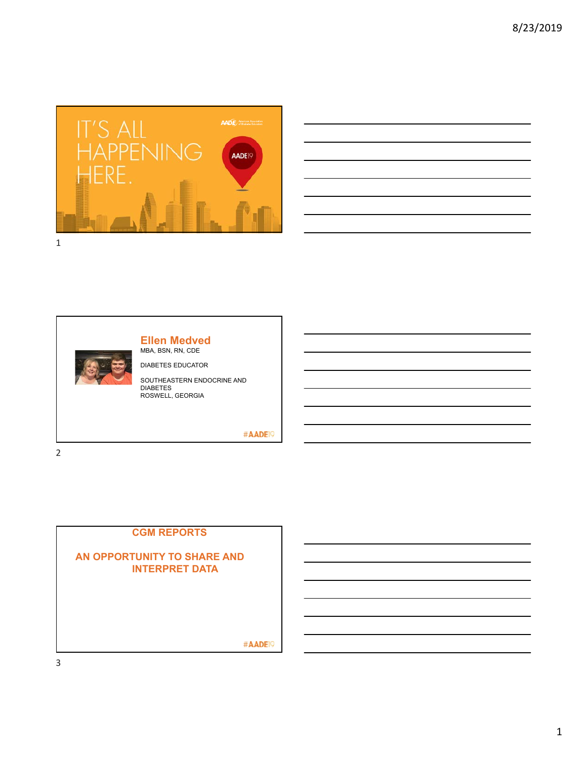IT'S ALL HAPPENING HERE.

AADE19

## Ellen Medved

MBA, BSN, RN, CDE

DIABETES EDUCATOR

SOUTHEASTERN ENDOCRINE AND DIABETES
ROSWELL, GEORGIA

#AADE19

## CGM REPORTS

## AN OPPORTUNITY TO SHARE AND INTERPRET DATA

#AADE19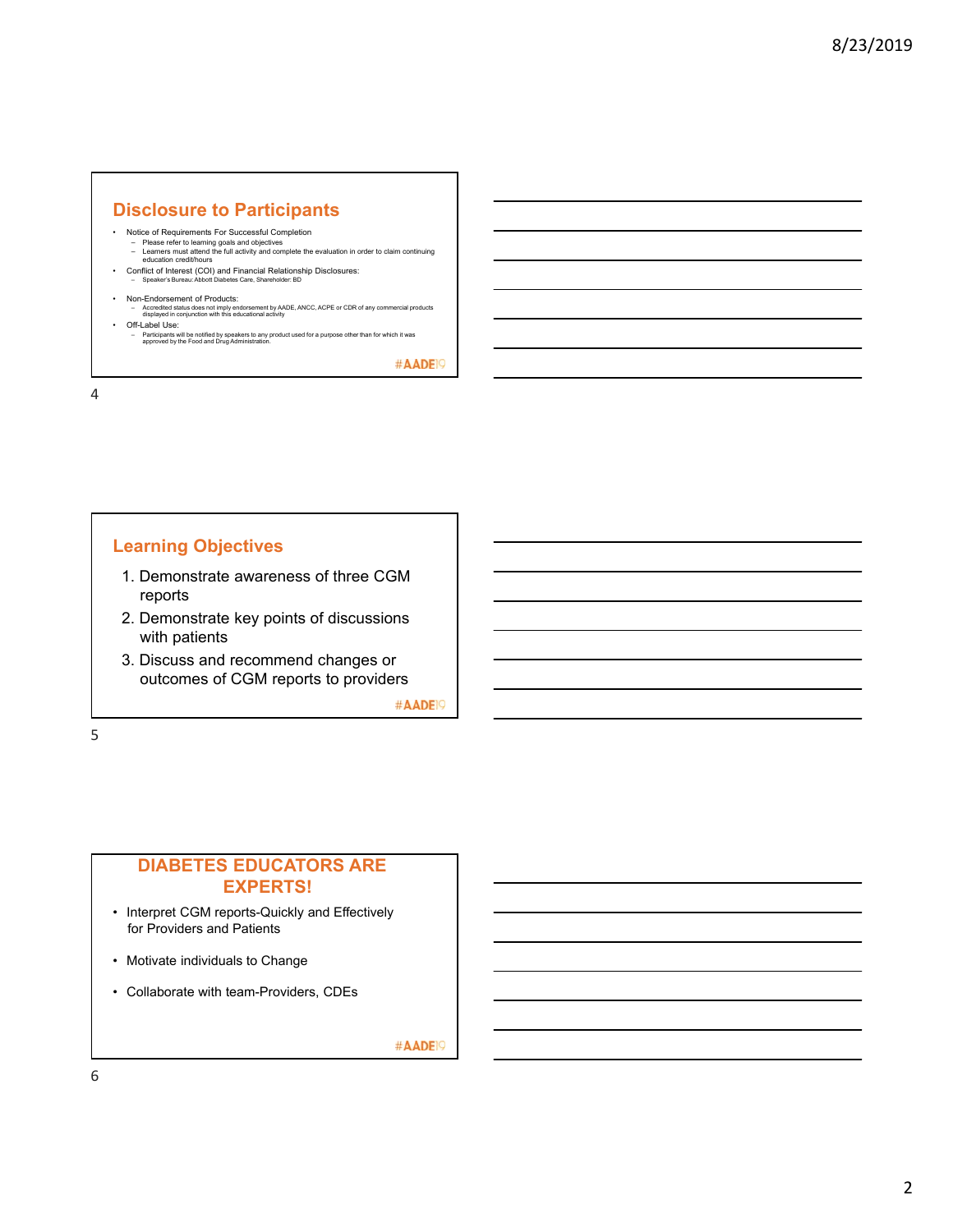## Disclosure to Participants

- Notice of Requirements For Successful Completion
  - Please refer to learning goals and objectives
  - Learners must attend the full activity and complete the evaluation in order to claim continuing education credit/hours
- Conflict of Interest (COI) and Financial Relationship Disclosures:
  - Speaker's Bureau: Abbott Diabetes Care, Shareholder: BD
- Non-Endorsement of Products:
  - Accredited status does not imply endorsement by AADE, ANCC, ACPE or CDR of any commercial products displayed in conjunction with this educational activity
- Off-Label Use:
  - Participants will be notified by speakers to any product used for a purpose other than for which it was approved by the Food and Drug Administration.

#AADE19

## Learning Objectives

1. Demonstrate awareness of three CGM reports
2. Demonstrate key points of discussions with patients
3. Discuss and recommend changes or outcomes of CGM reports to providers

#AADE19

## DIABETES EDUCATORS ARE EXPERTS!

- Interpret CGM reports-Quickly and Effectively for Providers and Patients
- Motivate individuals to Change
- Collaborate with team-Providers, CDEs

#AADE19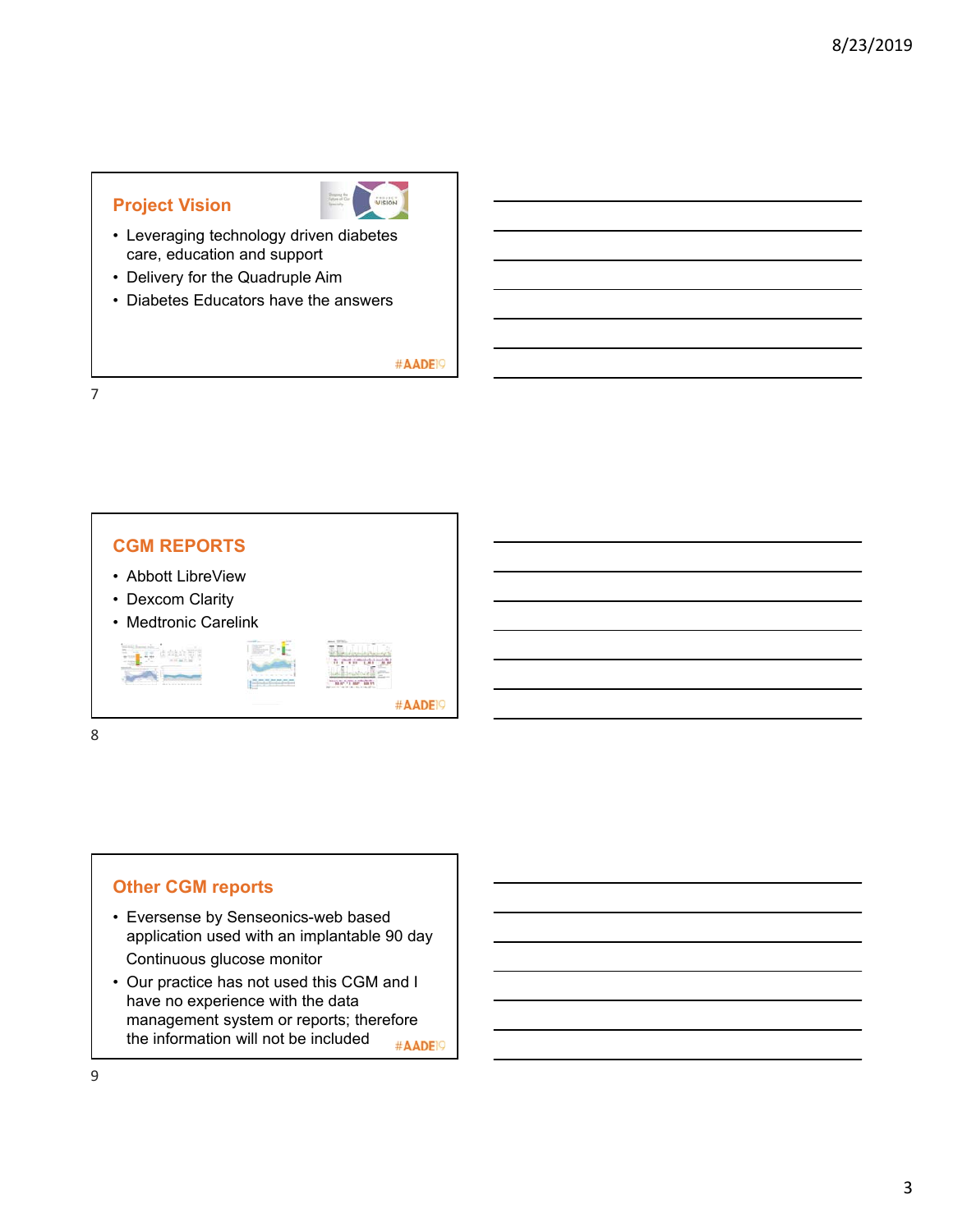## Project Vision

- Leveraging technology driven diabetes care, education and support
- Delivery for the Quadruple Aim
- Diabetes Educators have the answers

#AADE19

## CGM REPORTS

- Abbott LibreView
- Dexcom Clarity
- Medtronic Carelink

#AADE19

## Other CGM reports

- Eversense by Senseonics-web based application used with an implantable 90 day Continuous glucose monitor
- Our practice has not used this CGM and I have no experience with the data management system or reports; therefore the information will not be included

#AADE19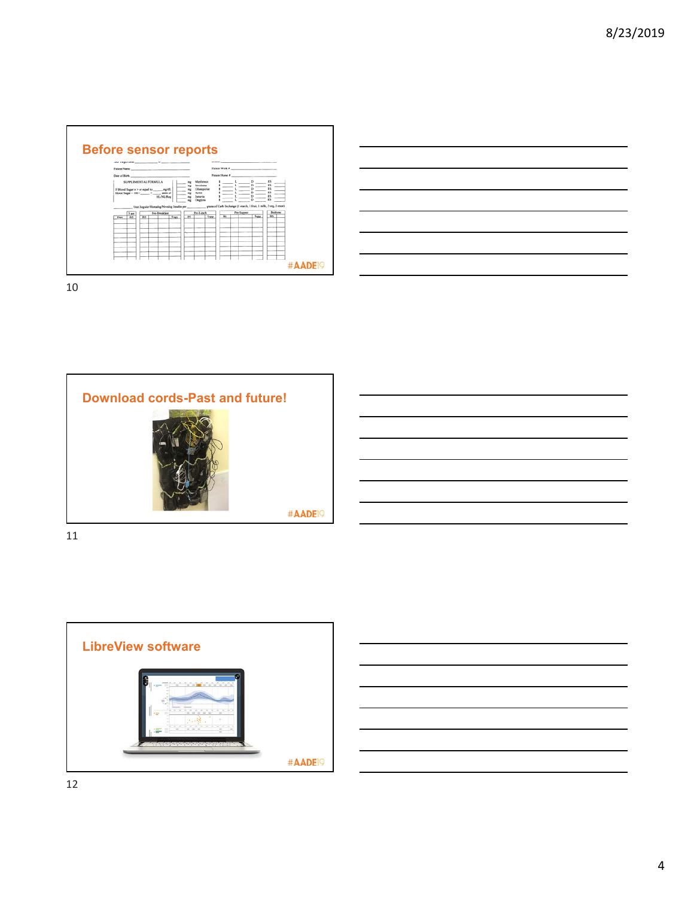## Before sensor reports

#AADE19

## Download cords-Past and future!

#AADE19

## LibreView software

#AADE19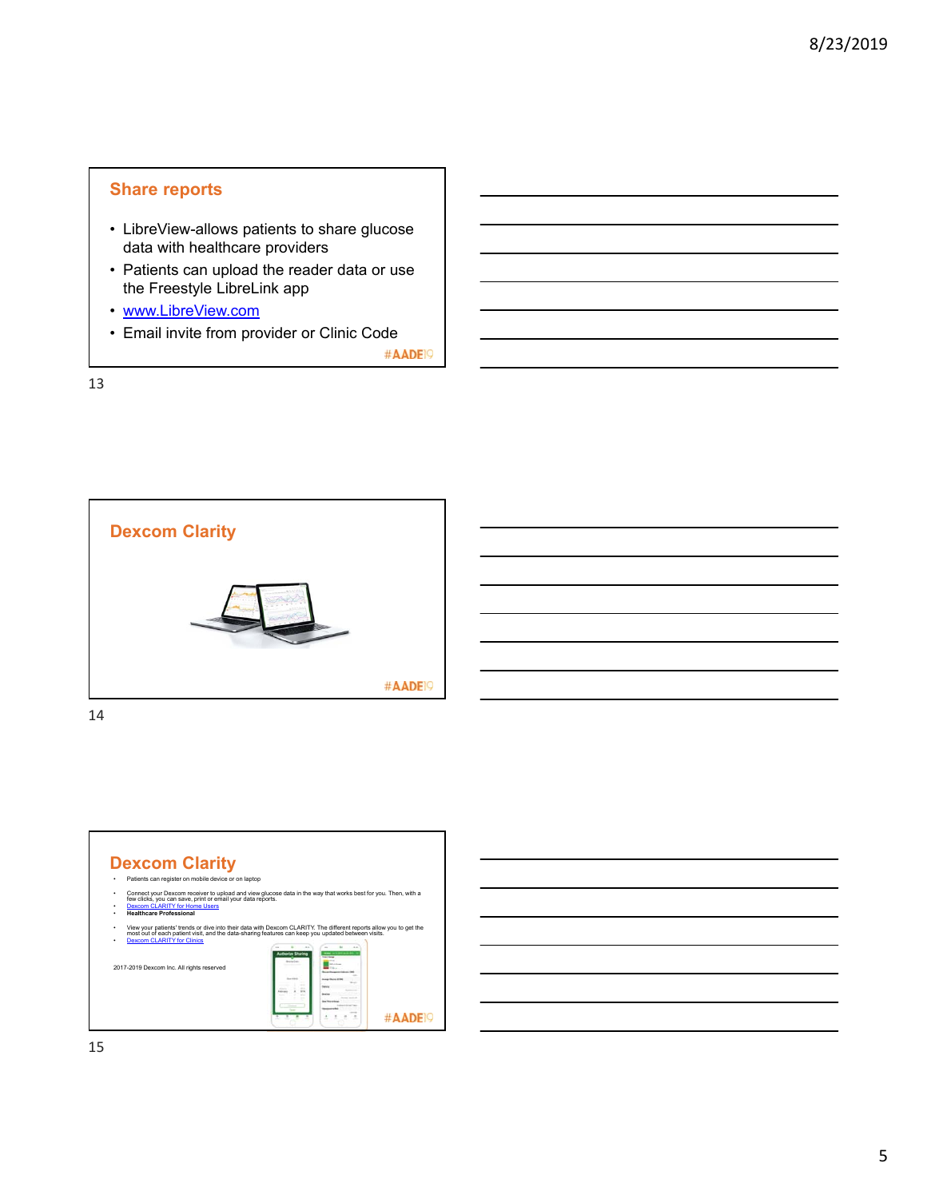## Share reports

- LibreView-allows patients to share glucose data with healthcare providers
- Patients can upload the reader data or use the Freestyle LibreLink app
- www.LibreView.com
- Email invite from provider or Clinic Code

#AADE19

## Dexcom Clarity

#AADE19

## Dexcom Clarity

- Patients can register on mobile device or on laptop
- Connect your Dexcom receiver to upload and view glucose data in the way that works best for you. Then, with a few clicks, you can save, print or email your data reports.
- Dexcom CLARITY for Home Users
- **Healthcare Professional**
- View your patients' trends or dive into their data with Dexcom CLARITY. The different reports allow you to get the most out of each patient visit, and the data-sharing features can keep you updated between visits.
- Dexcom CLARITY for Clinics

2017-2019 Dexcom Inc. All rights reserved

#AADE19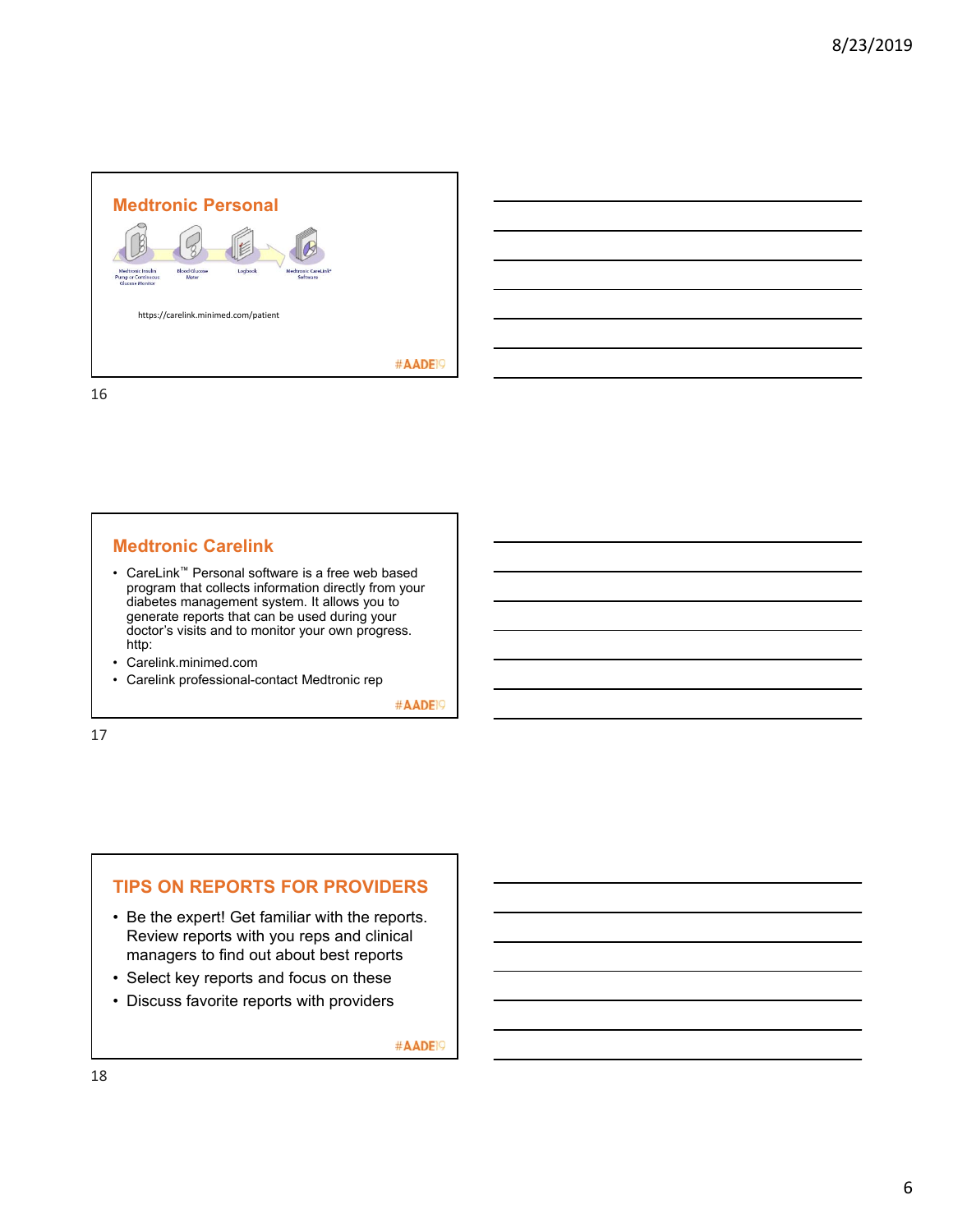## Medtronic Personal

Medtronic Insulin Pump or Continuous Glucose Monitor — Blood Glucose Meter — Logbook — Medtronic CareLink® Software

https://carelink.minimed.com/patient

#AADE19

## Medtronic Carelink

- CareLink™ Personal software is a free web based program that collects information directly from your diabetes management system. It allows you to generate reports that can be used during your doctor's visits and to monitor your own progress. http:
- Carelink.minimed.com
- Carelink professional-contact Medtronic rep

#AADE19

## TIPS ON REPORTS FOR PROVIDERS

- Be the expert! Get familiar with the reports. Review reports with you reps and clinical managers to find out about best reports
- Select key reports and focus on these
- Discuss favorite reports with providers

#AADE19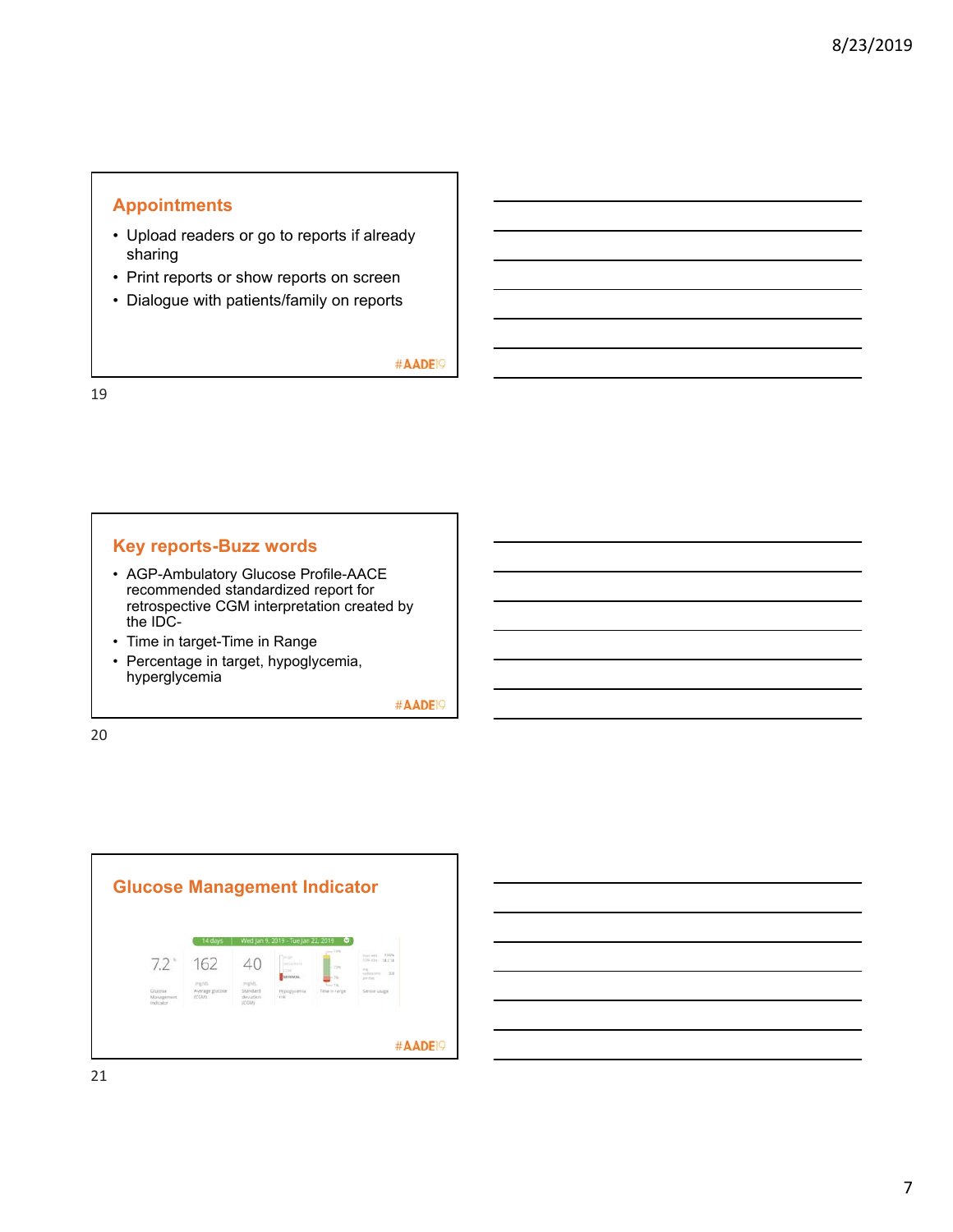## Appointments

- Upload readers or go to reports if already sharing
- Print reports or show reports on screen
- Dialogue with patients/family on reports

#AADE19

## Key reports-Buzz words

- AGP-Ambulatory Glucose Profile-AACE recommended standardized report for retrospective CGM interpretation created by the IDC-
- Time in target-Time in Range
- Percentage in target, hypoglycemia, hyperglycemia

#AADE19

## Glucose Management Indicator

14 days | Wed Jan 9, 2019 - Tue Jan 22, 2019

7.2% Glucose Management Indicator

162 mg/dL Average glucose (CGM)

40 mg/dL Standard deviation (CGM)

Hypoglycemia risk

Time in range

Sensor usage

#AADE19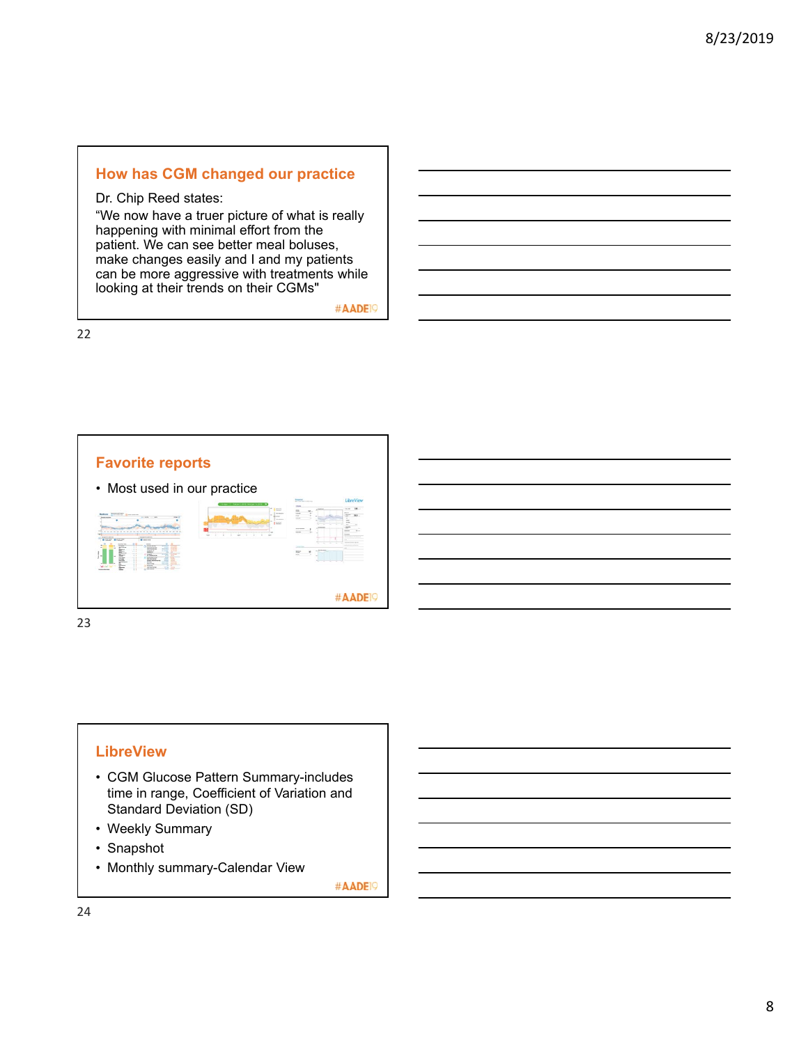## How has CGM changed our practice

Dr. Chip Reed states:

“We now have a truer picture of what is really happening with minimal effort from the patient. We can see better meal boluses, make changes easily and I and my patients can be more aggressive with treatments while looking at their trends on their CGMs"

#AADE19

## Favorite reports

- Most used in our practice

#AADE19

## LibreView

- CGM Glucose Pattern Summary-includes time in range, Coefficient of Variation and Standard Deviation (SD)
- Weekly Summary
- Snapshot
- Monthly summary-Calendar View

#AADE19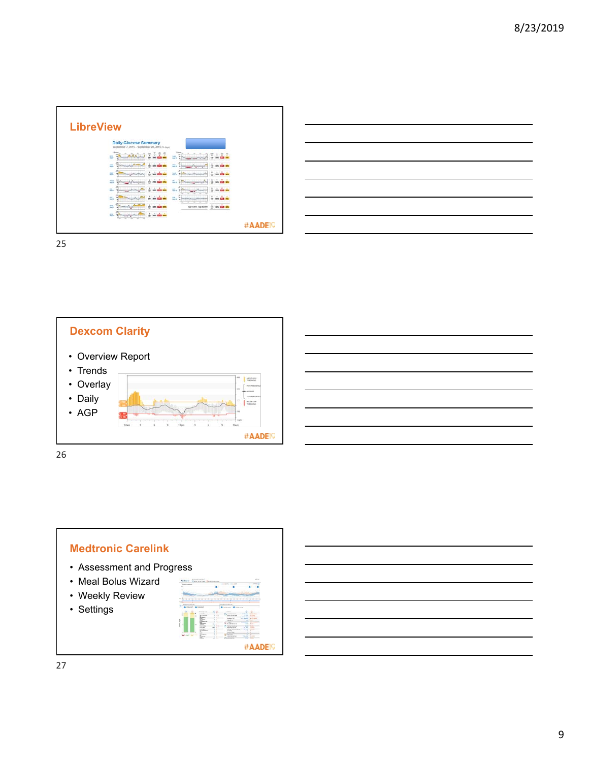## LibreView

## Dexcom Clarity

- Overview Report
- Trends
- Overlay
- Daily
- AGP

## Medtronic Carelink

- Assessment and Progress
- Meal Bolus Wizard
- Weekly Review
- Settings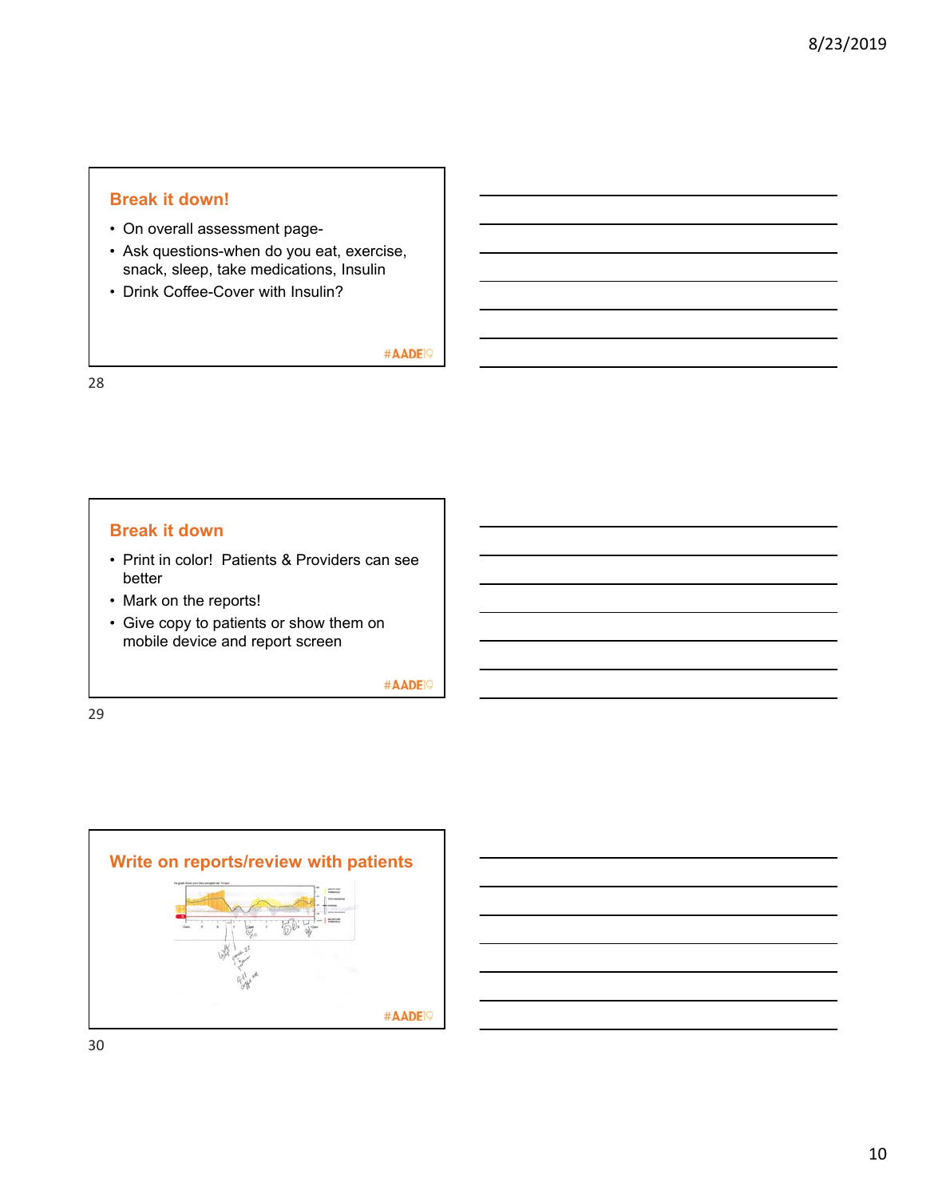## Break it down!

- On overall assessment page-
- Ask questions-when do you eat, exercise, snack, sleep, take medications, Insulin
- Drink Coffee-Cover with Insulin?

#AADE19

28

## Break it down

- Print in color! Patients & Providers can see better
- Mark on the reports!
- Give copy to patients or show them on mobile device and report screen

#AADE19

29

## Write on reports/review with patients

#AADE19

30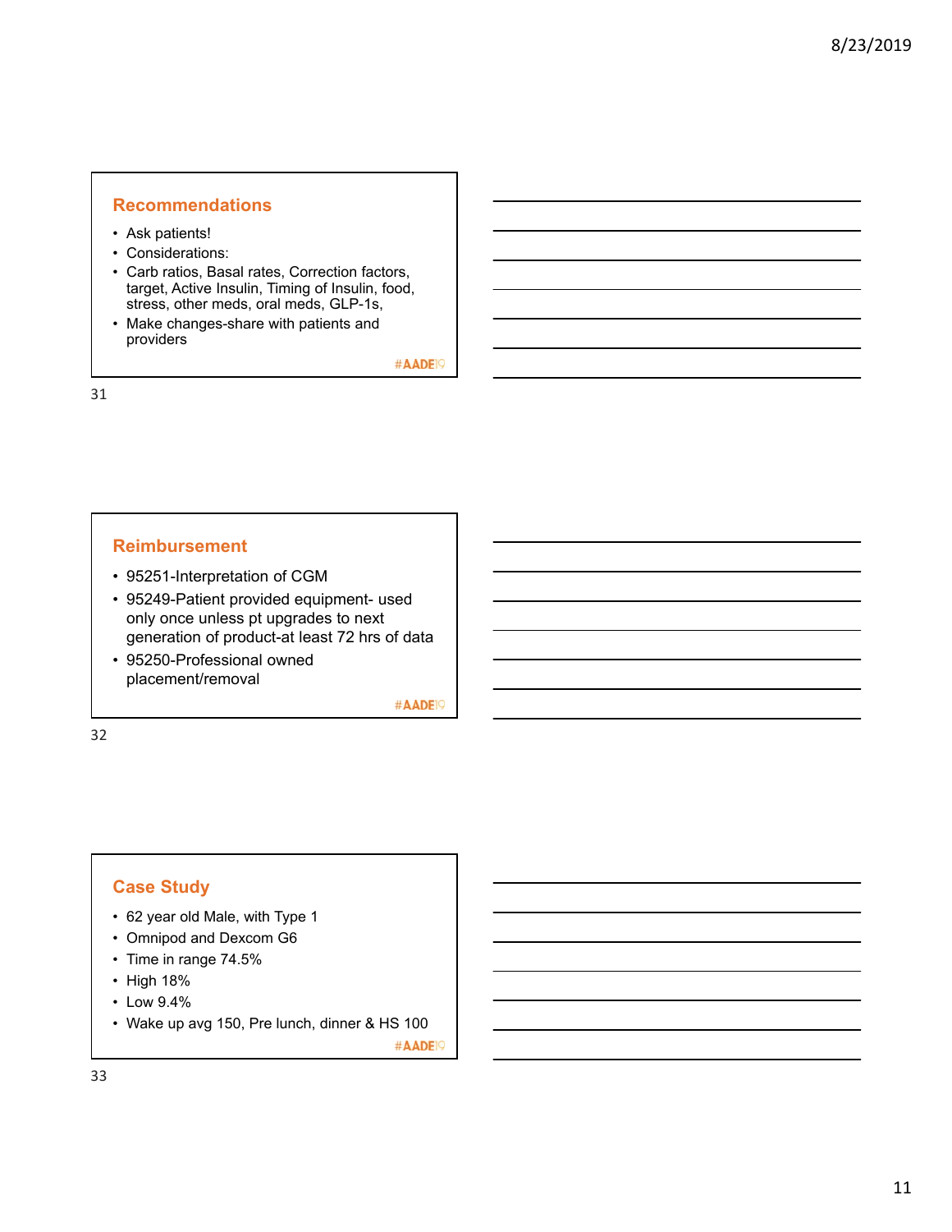## Recommendations

- Ask patients!
- Considerations:
- Carb ratios, Basal rates, Correction factors, target, Active Insulin, Timing of Insulin, food, stress, other meds, oral meds, GLP-1s,
- Make changes-share with patients and providers

#AADE19

## Reimbursement

- 95251-Interpretation of CGM
- 95249-Patient provided equipment- used only once unless pt upgrades to next generation of product-at least 72 hrs of data
- 95250-Professional owned placement/removal

#AADE19

## Case Study

- 62 year old Male, with Type 1
- Omnipod and Dexcom G6
- Time in range 74.5%
- High 18%
- Low 9.4%
- Wake up avg 150, Pre lunch, dinner & HS 100

#AADE19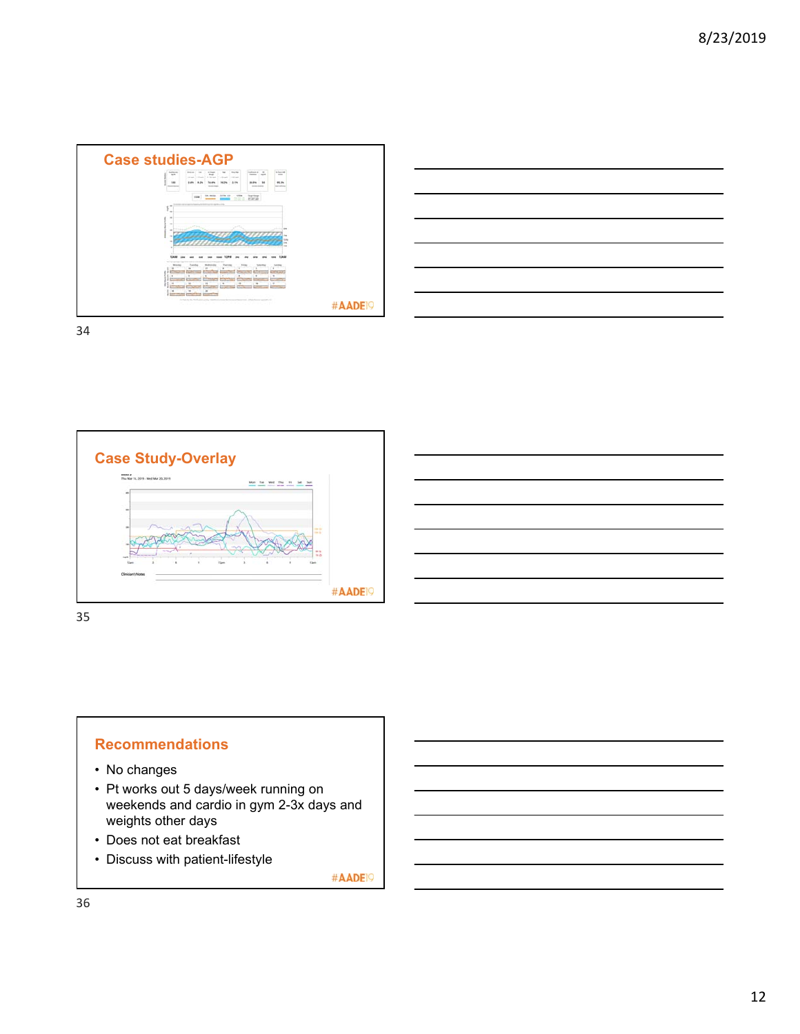## Case studies-AGP

#AADE19

## Case Study-Overlay

#AADE19

## Recommendations

- No changes
- Pt works out 5 days/week running on weekends and cardio in gym 2-3x days and weights other days
- Does not eat breakfast
- Discuss with patient-lifestyle

#AADE19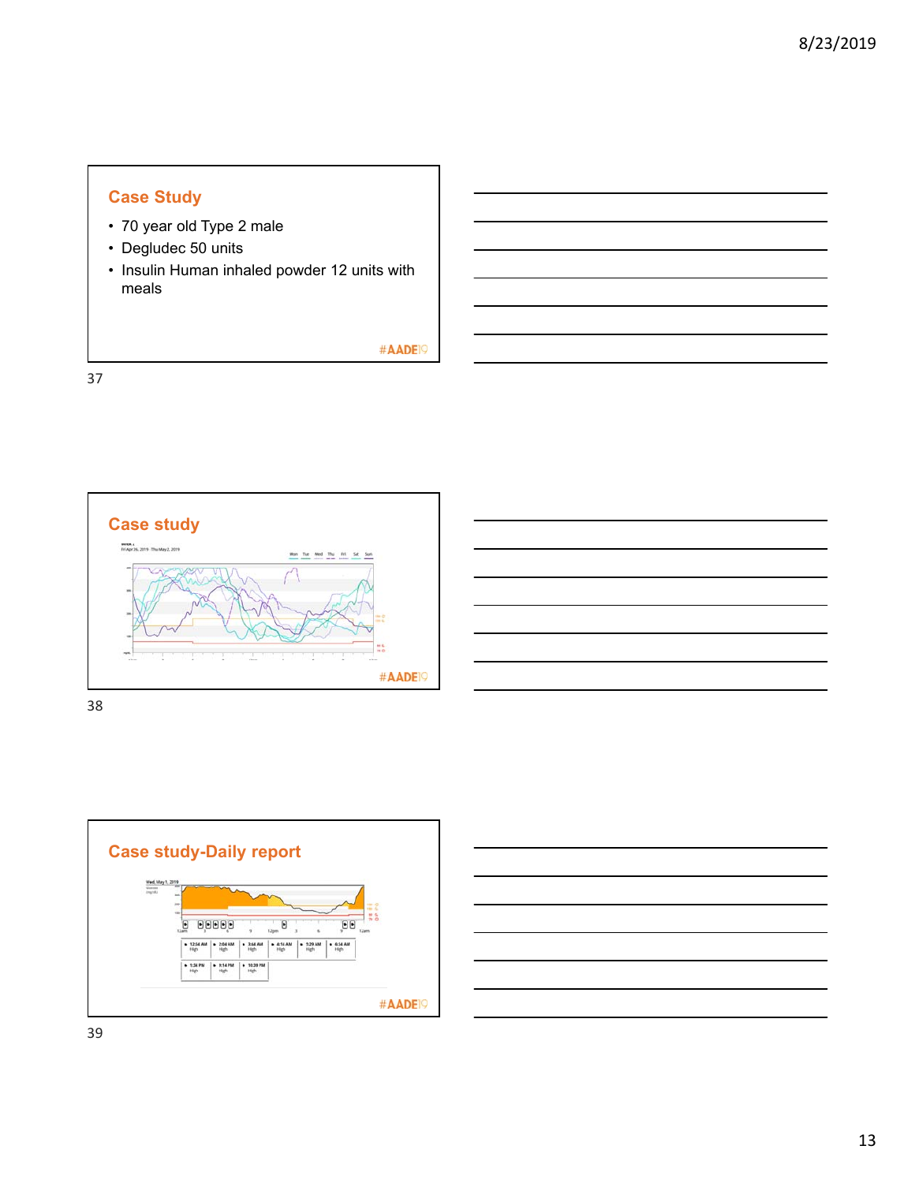## Case Study

- 70 year old Type 2 male
- Degludec 50 units
- Insulin Human inhaled powder 12 units with meals

#AADE19

## Case study

#AADE19

## Case study-Daily report

#AADE19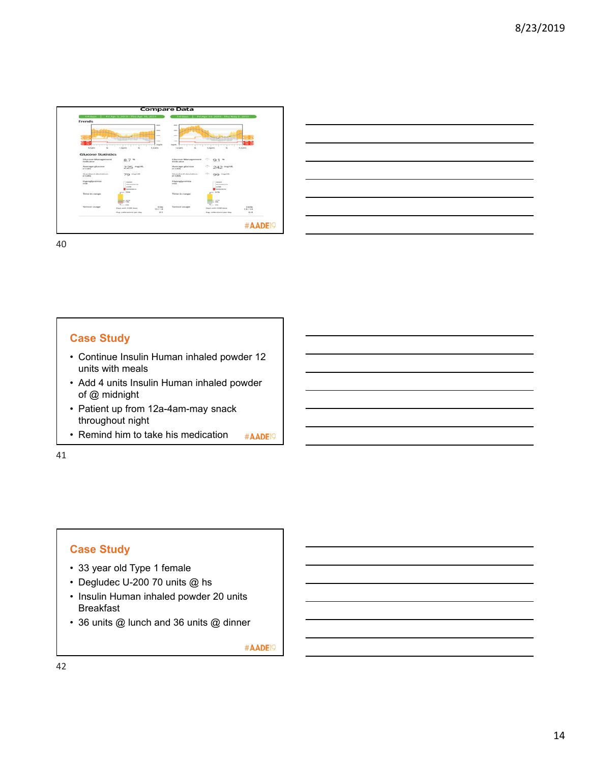## Compare Data

Trends

Glucose Statistics

| | | |
|---|---|---|
| Glucose Management Indicator | 8.7 % | 9.1 % |
| Average glucose (CGM) | 225 mg/dL | 242 mg/dL |
| Standard deviation (CGM) | 79 mg/dL | 99 mg/dL |
| Hypoglycemia risk | | |
| Time in range | | |
| Sensor usage | | |

#AADE19

## Case Study

- Continue Insulin Human inhaled powder 12 units with meals
- Add 4 units Insulin Human inhaled powder of @ midnight
- Patient up from 12a-4am-may snack throughout night
- Remind him to take his medication

#AADE19

## Case Study

- 33 year old Type 1 female
- Degludec U-200 70 units @ hs
- Insulin Human inhaled powder 20 units Breakfast
- 36 units @ lunch and 36 units @ dinner

#AADE19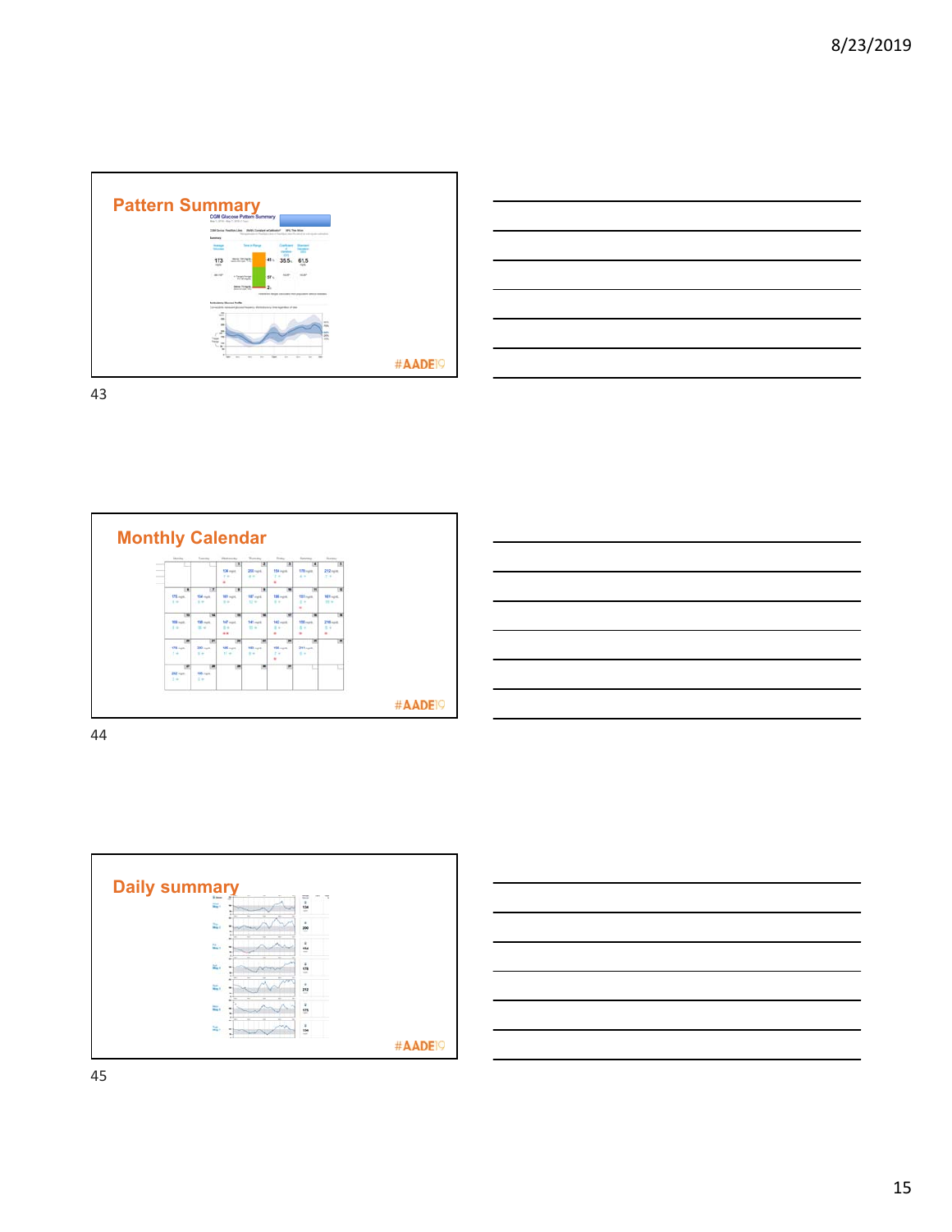## Pattern Summary

#AADE19

## Monthly Calendar

#AADE19

## Daily summary

#AADE19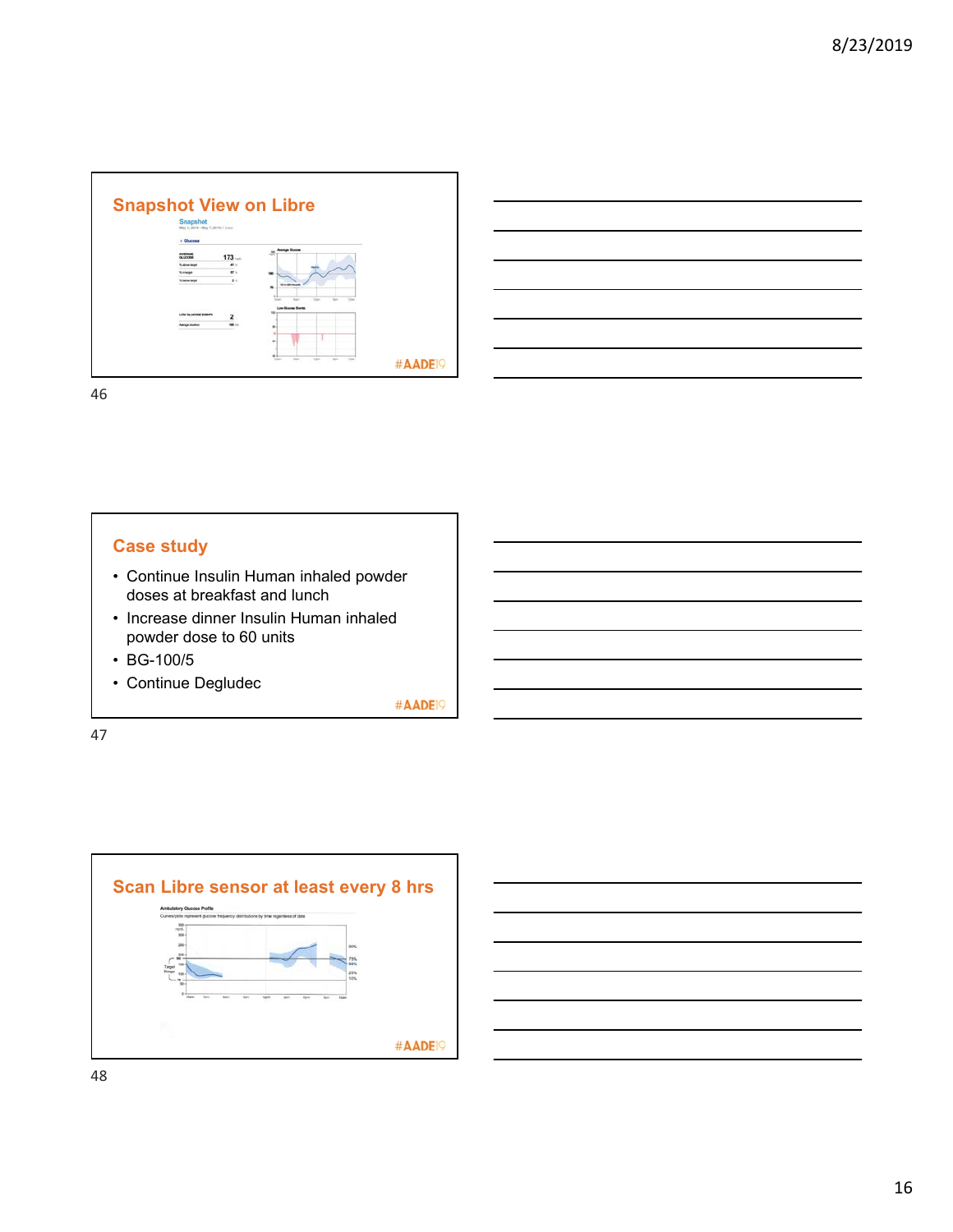## Snapshot View on Libre

#AADE19

## Case study

- Continue Insulin Human inhaled powder doses at breakfast and lunch
- Increase dinner Insulin Human inhaled powder dose to 60 units
- BG-100/5
- Continue Degludec

#AADE19

## Scan Libre sensor at least every 8 hrs

#AADE19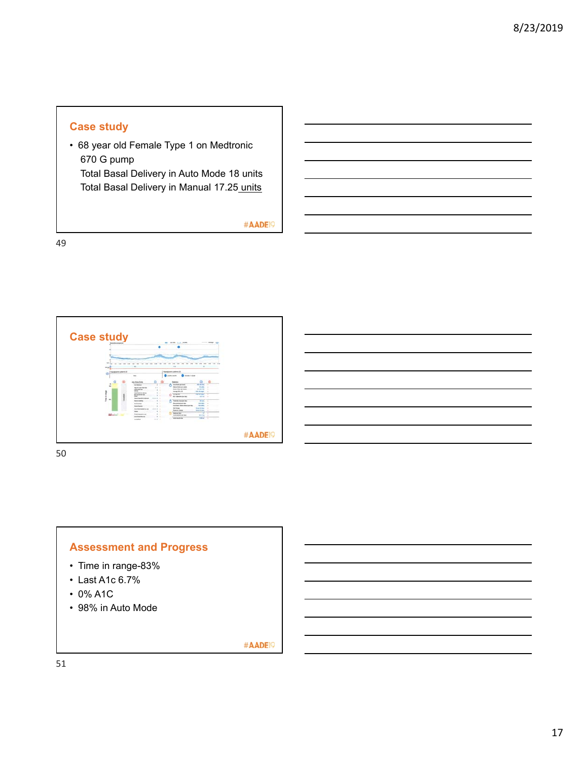## Case study

- 68 year old Female Type 1 on Medtronic 670 G pump
  Total Basal Delivery in Auto Mode 18 units
  Total Basal Delivery in Manual 17.25 units

#AADE19

## Case study

#AADE19

## Assessment and Progress

- Time in range-83%
- Last A1c 6.7%
- 0% A1C
- 98% in Auto Mode

#AADE19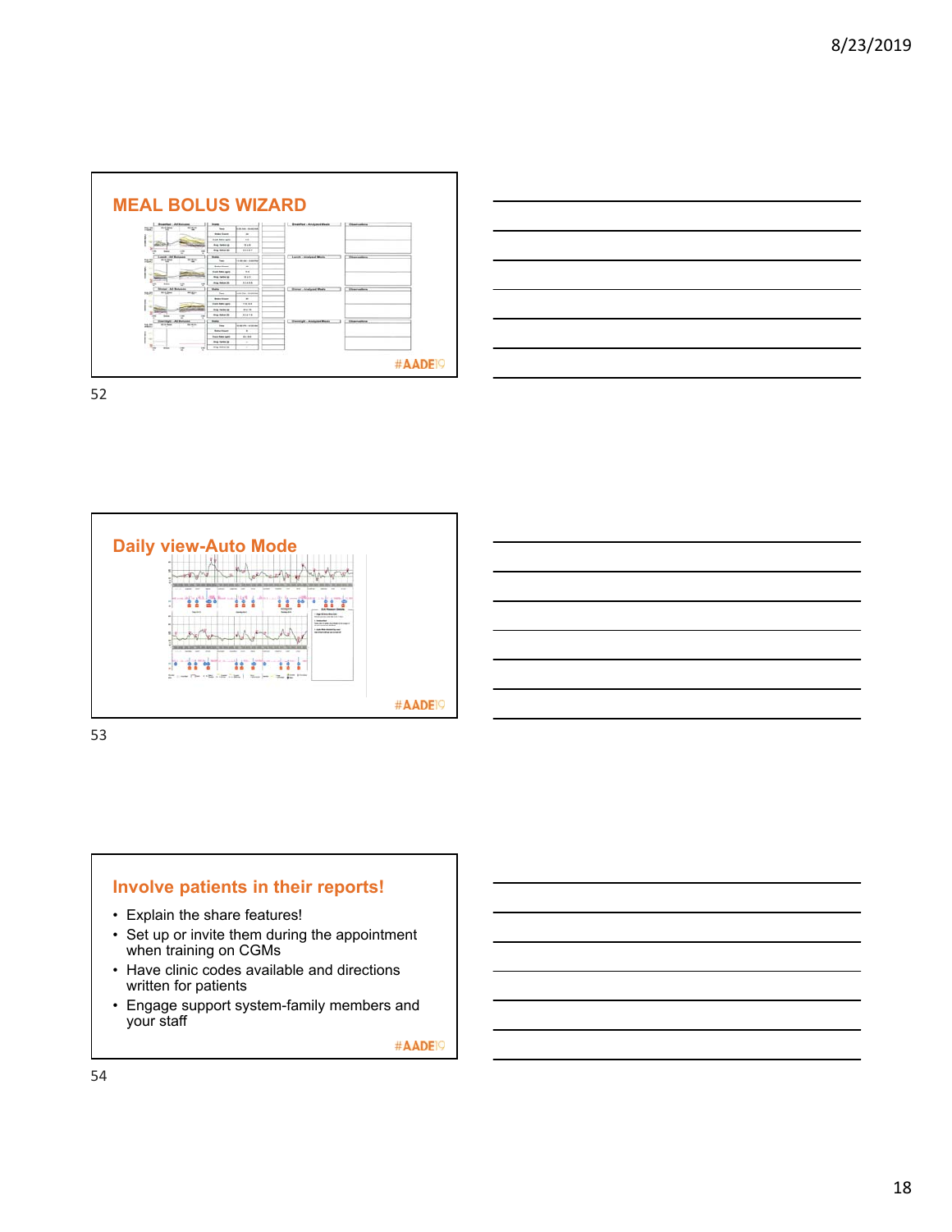## MEAL BOLUS WIZARD

#AADE19

## Daily view-Auto Mode

#AADE19

## Involve patients in their reports!

- Explain the share features!
- Set up or invite them during the appointment when training on CGMs
- Have clinic codes available and directions written for patients
- Engage support system-family members and your staff

#AADE19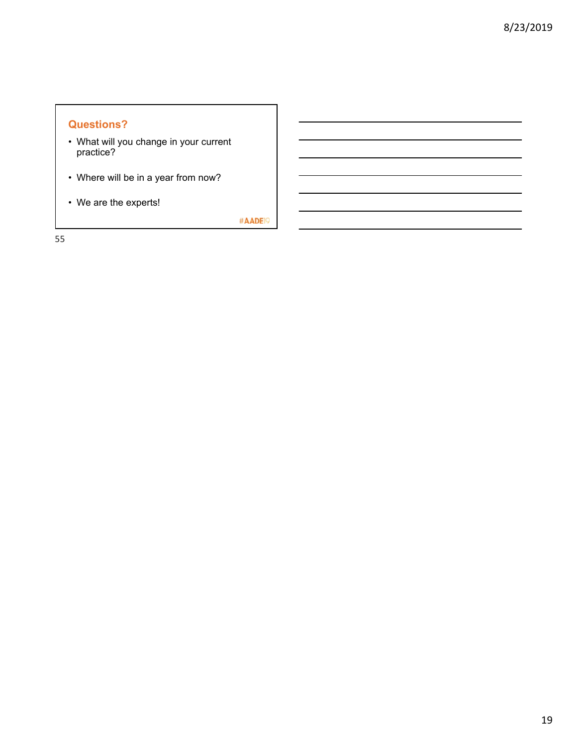## Questions?

- What will you change in your current practice?
- Where will be in a year from now?
- We are the experts!

#AADE19

55